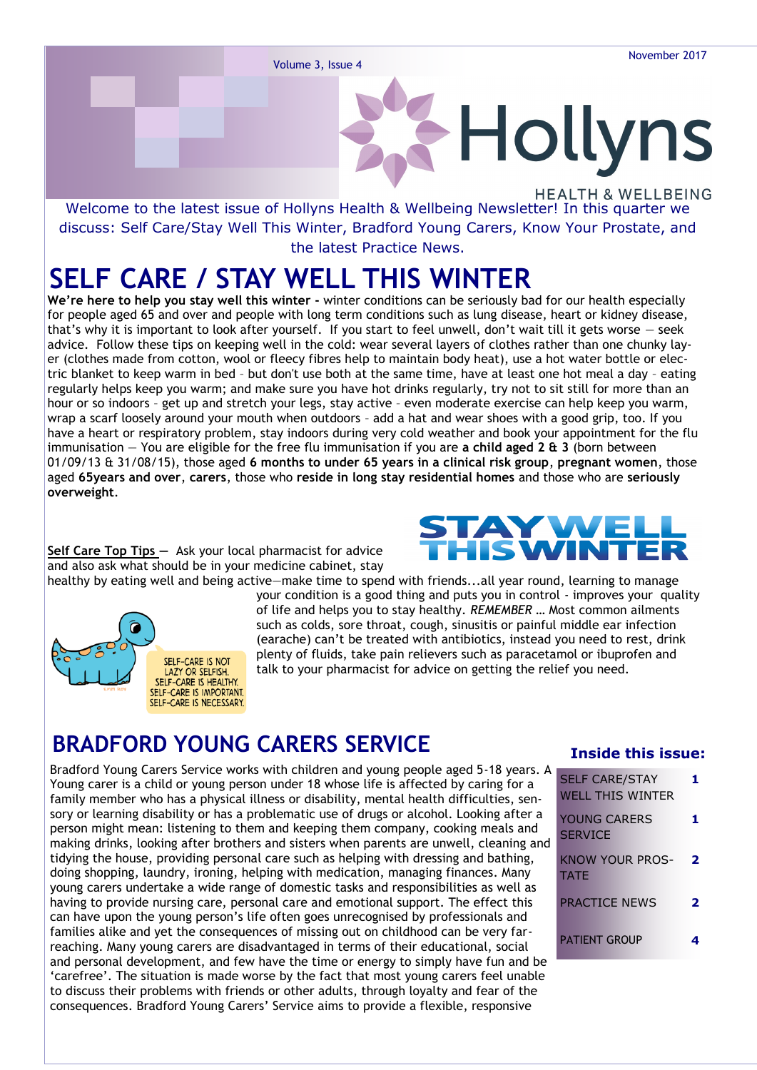# Hollyns

HEALTH & WELLBEING

November 2017

Welcome to the latest issue of Hollyns Health & Wellbeing Newsletter! In this quarter we discuss: Self Care/Stay Well This Winter, Bradford Young Carers, Know Your Prostate, and the latest Practice News.

## SELF CARE / STAY WELL THIS WINTER

**We're here to help you stay well this winter -** winter conditions can be seriously bad for our health especially for people aged 65 and over and people with long term conditions such as lung disease, heart or kidney disease, that's why it is important to look after yourself. If you start to feel unwell, don't wait till it gets worse — seek advice. Follow these tips on keeping well in the cold: wear several layers of clothes rather than one chunky layer (clothes made from cotton, wool or fleecy fibres help to maintain body heat), use a hot water bottle or electric blanket to keep warm in bed – but don't use both at the same time, have at least one hot meal a day – eating regularly helps keep you warm; and make sure you have hot drinks regularly, try not to sit still for more than an hour or so indoors – get up and stretch your legs, stay active – even moderate exercise can help keep you warm, wrap a scarf loosely around your mouth when outdoors – add a hat and wear shoes with a good grip, too. If you have a heart or respiratory problem, stay indoors during very cold weather and book your appointment for the flu immunisation — You are eligible for the free flu immunisation if you are **a child aged 2 & 3** (born between 01/09/13 & 31/08/15), those aged **6 months to under 65 years in a clinical risk group**, **pregnant women**, those aged **65years and over**, **carers**, those who **reside in long stay residential homes** and those who are **seriously overweight**.

STAY WELL THIS WINTER

**Self Care Top Tips —** Ask your local pharmacist for advice and also ask what should be in your medicine cabinet, stay healthy by eating well and being active—make time to spend with friends...all year round, learning to manage your condition is a good thing and puts you in control - improves your quality of life and helps you to stay healthy. *REMEMBER* … Most common ailments such as colds, sore throat, cough, sinusitis or painful middle ear infection (earache) can't be treated with antibiotics, instead you need to rest, drink plenty of fluids, take pain relievers such as paracetamol or ibuprofen and talk to your pharmacist for advice on getting the relief you need.

SELF-CARE IS NOT LAZY OR SELFISH. SELF-CARE IS HEALTHY. SELF-CARE IS IMPORTANT. SELF-CARE IS NECESSARY.

## BRADFORD YOUNG CARERS SERVICE

Bradford Young Carers Service works with children and young people aged 5-18 years. A Young carer is a child or young person under 18 whose life is affected by caring for a family member who has a physical illness or disability, mental health difficulties, sensory or learning disability or has a problematic use of drugs or alcohol. Looking after a person might mean: listening to them and keeping them company, cooking meals and making drinks, looking after brothers and sisters when parents are unwell, cleaning and tidying the house, providing personal care such as helping with dressing and bathing, doing shopping, laundry, ironing, helping with medication, managing finances. Many young carers undertake a wide range of domestic tasks and responsibilities as well as having to provide nursing care, personal care and emotional support. The effect this can have upon the young person's life often goes unrecognised by professionals and families alike and yet the consequences of missing out on childhood can be very far-reaching. Many young carers are disadvantaged in terms of their educational, social and personal development, and few have the time or energy to simply have fun and be 'carefree'. The situation is made worse by the fact that most young carers feel unable to discuss their problems with friends or other adults, through loyalty and fear of the consequences. Bradford Young Carers' Service aims to provide a flexible, responsive

### Inside this issue:

| Section | Page |
|---|---|
| SELF CARE/STAY WELL THIS WINTER | 1 |
| YOUNG CARERS SERVICE | 1 |
| KNOW YOUR PROSTATE | 2 |
| PRACTICE NEWS | 2 |
| PATIENT GROUP | 4 |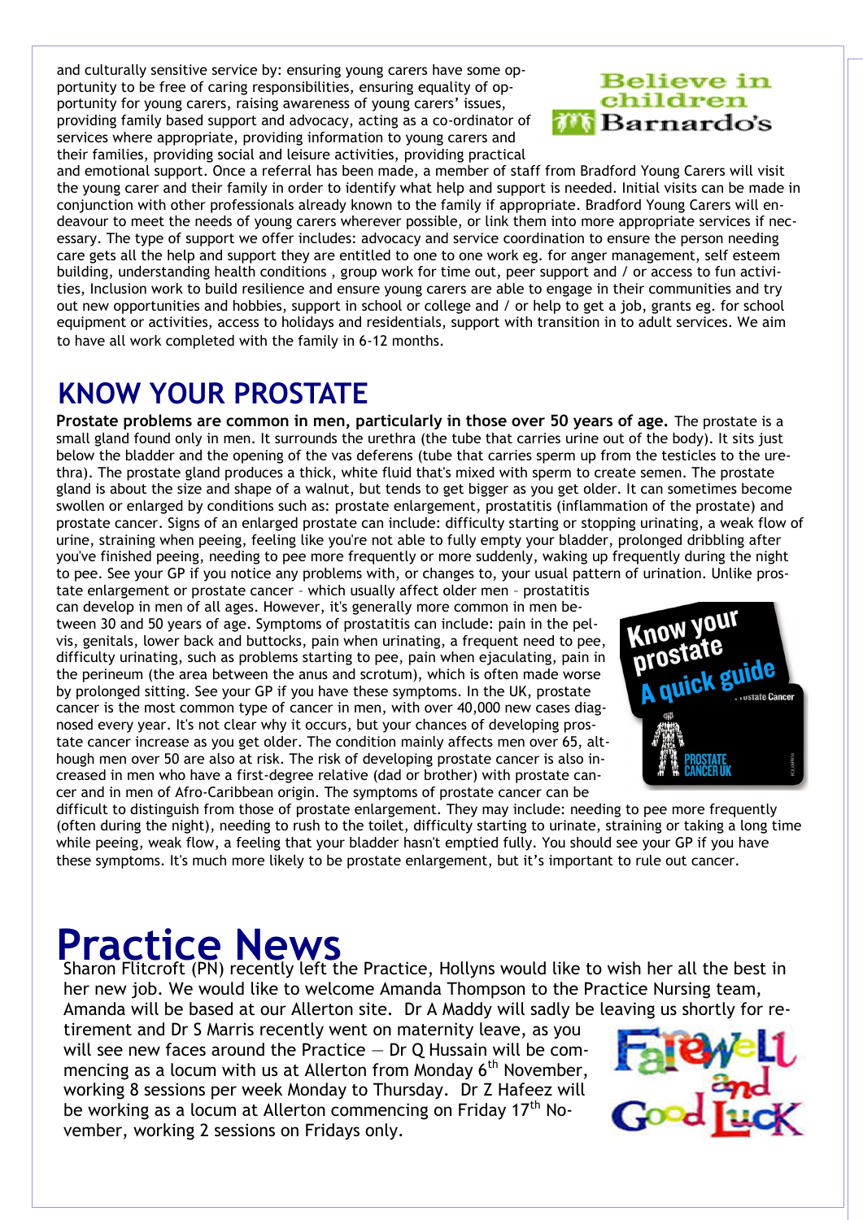and culturally sensitive service by: ensuring young carers have some opportunity to be free of caring responsibilities, ensuring equality of opportunity for young carers, raising awareness of young carers' issues, providing family based support and advocacy, acting as a co-ordinator of services where appropriate, providing information to young carers and their families, providing social and leisure activities, providing practical and emotional support. Once a referral has been made, a member of staff from Bradford Young Carers will visit the young carer and their family in order to identify what help and support is needed. Initial visits can be made in conjunction with other professionals already known to the family if appropriate. Bradford Young Carers will endeavour to meet the needs of young carers wherever possible, or link them into more appropriate services if necessary. The type of support we offer includes: advocacy and service coordination to ensure the person needing care gets all the help and support they are entitled to one to one work eg. for anger management, self esteem building, understanding health conditions , group work for time out, peer support and / or access to fun activities, Inclusion work to build resilience and ensure young carers are able to engage in their communities and try out new opportunities and hobbies, support in school or college and / or help to get a job, grants eg. for school equipment or activities, access to holidays and residentials, support with transition in to adult services. We aim to have all work completed with the family in 6-12 months.

# KNOW YOUR PROSTATE

**Prostate problems are common in men, particularly in those over 50 years of age.** The prostate is a small gland found only in men. It surrounds the urethra (the tube that carries urine out of the body). It sits just below the bladder and the opening of the vas deferens (tube that carries sperm up from the testicles to the urethra). The prostate gland produces a thick, white fluid that's mixed with sperm to create semen. The prostate gland is about the size and shape of a walnut, but tends to get bigger as you get older. It can sometimes become swollen or enlarged by conditions such as: prostate enlargement, prostatitis (inflammation of the prostate) and prostate cancer. Signs of an enlarged prostate can include: difficulty starting or stopping urinating, a weak flow of urine, straining when peeing, feeling like you're not able to fully empty your bladder, prolonged dribbling after you've finished peeing, needing to pee more frequently or more suddenly, waking up frequently during the night to pee. See your GP if you notice any problems with, or changes to, your usual pattern of urination. Unlike prostate enlargement or prostate cancer – which usually affect older men – prostatitis can develop in men of all ages. However, it's generally more common in men between 30 and 50 years of age. Symptoms of prostatitis can include: pain in the pelvis, genitals, lower back and buttocks, pain when urinating, a frequent need to pee, difficulty urinating, such as problems starting to pee, pain when ejaculating, pain in the perineum (the area between the anus and scrotum), which is often made worse by prolonged sitting. See your GP if you have these symptoms. In the UK, prostate cancer is the most common type of cancer in men, with over 40,000 new cases diagnosed every year. It's not clear why it occurs, but your chances of developing prostate cancer increase as you get older. The condition mainly affects men over 65, although men over 50 are also at risk. The risk of developing prostate cancer is also increased in men who have a first-degree relative (dad or brother) with prostate cancer and in men of Afro-Caribbean origin. The symptoms of prostate cancer can be difficult to distinguish from those of prostate enlargement. They may include: needing to pee more frequently (often during the night), needing to rush to the toilet, difficulty starting to urinate, straining or taking a long time while peeing, weak flow, a feeling that your bladder hasn't emptied fully. You should see your GP if you have these symptoms. It's much more likely to be prostate enlargement, but it's important to rule out cancer.

# Practice News

Sharon Flitcroft (PN) recently left the Practice, Hollyns would like to wish her all the best in her new job. We would like to welcome Amanda Thompson to the Practice Nursing team, Amanda will be based at our Allerton site. Dr A Maddy will sadly be leaving us shortly for retirement and Dr S Marris recently went on maternity leave, as you will see new faces around the Practice — Dr Q Hussain will be commencing as a locum with us at Allerton from Monday 6th November, working 8 sessions per week Monday to Thursday. Dr Z Hafeez will be working as a locum at Allerton commencing on Friday 17th November, working 2 sessions on Fridays only.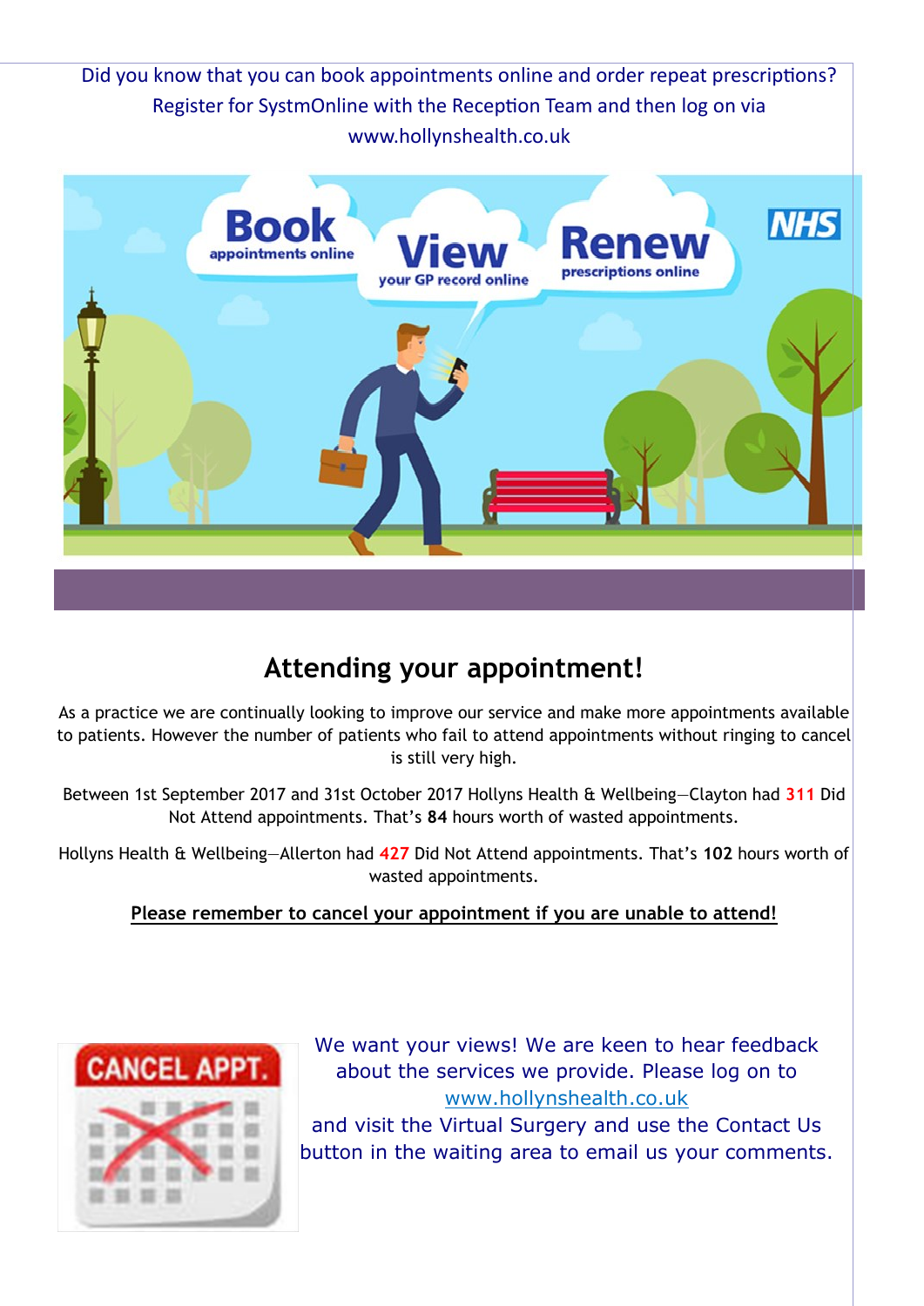Did you know that you can book appointments online and order repeat prescriptions? Register for SystmOnline with the Reception Team and then log on via www.hollynshealth.co.uk

## Attending your appointment!

As a practice we are continually looking to improve our service and make more appointments available to patients. However the number of patients who fail to attend appointments without ringing to cancel is still very high.

Between 1st September 2017 and 31st October 2017 Hollyns Health & Wellbeing—Clayton had **311** Did Not Attend appointments. That's **84** hours worth of wasted appointments.

Hollyns Health & Wellbeing—Allerton had **427** Did Not Attend appointments. That's **102** hours worth of wasted appointments.

**Please remember to cancel your appointment if you are unable to attend!**

We want your views! We are keen to hear feedback about the services we provide. Please log on to www.hollynshealth.co.uk and visit the Virtual Surgery and use the Contact Us button in the waiting area to email us your comments.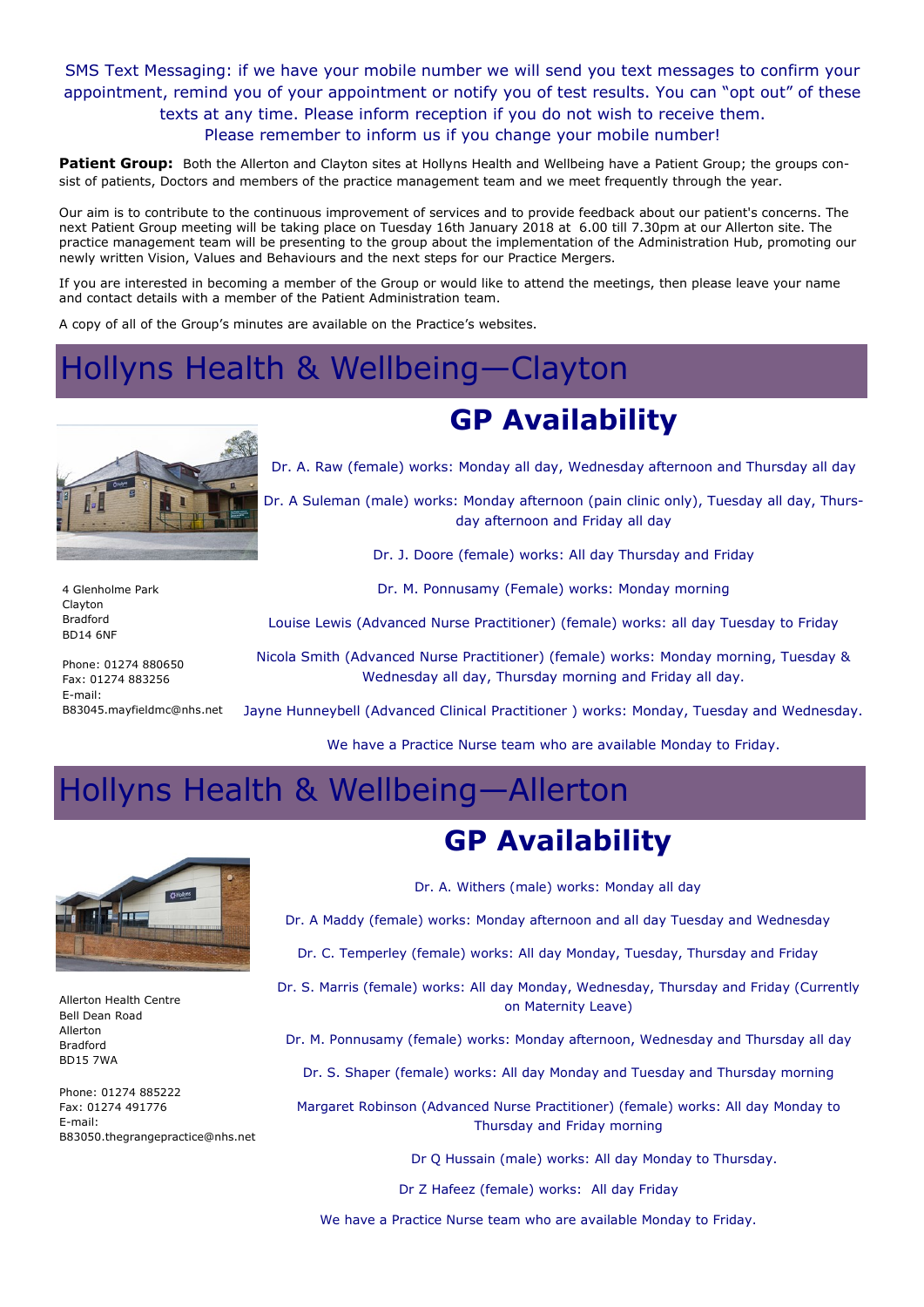SMS Text Messaging: if we have your mobile number we will send you text messages to confirm your appointment, remind you of your appointment or notify you of test results. You can "opt out" of these texts at any time. Please inform reception if you do not wish to receive them. Please remember to inform us if you change your mobile number!

**Patient Group:** Both the Allerton and Clayton sites at Hollyns Health and Wellbeing have a Patient Group; the groups consist of patients, Doctors and members of the practice management team and we meet frequently through the year.

Our aim is to contribute to the continuous improvement of services and to provide feedback about our patient's concerns. The next Patient Group meeting will be taking place on Tuesday 16th January 2018 at 6.00 till 7.30pm at our Allerton site. The practice management team will be presenting to the group about the implementation of the Administration Hub, promoting our newly written Vision, Values and Behaviours and the next steps for our Practice Mergers.

If you are interested in becoming a member of the Group or would like to attend the meetings, then please leave your name and contact details with a member of the Patient Administration team.

A copy of all of the Group's minutes are available on the Practice's websites.

# Hollyns Health & Wellbeing—Clayton

## GP Availability

4 Glenholme Park
Clayton
Bradford
BD14 6NF

Phone: 01274 880650
Fax: 01274 883256
E-mail:
B83045.mayfieldmc@nhs.net

Dr. A. Raw (female) works: Monday all day, Wednesday afternoon and Thursday all day

Dr. A Suleman (male) works: Monday afternoon (pain clinic only), Tuesday all day, Thursday afternoon and Friday all day

Dr. J. Doore (female) works: All day Thursday and Friday

Dr. M. Ponnusamy (Female) works: Monday morning

Louise Lewis (Advanced Nurse Practitioner) (female) works: all day Tuesday to Friday

Nicola Smith (Advanced Nurse Practitioner) (female) works: Monday morning, Tuesday & Wednesday all day, Thursday morning and Friday all day.

Jayne Hunneybell (Advanced Clinical Practitioner ) works: Monday, Tuesday and Wednesday.

We have a Practice Nurse team who are available Monday to Friday.

# Hollyns Health & Wellbeing—Allerton

## GP Availability

Allerton Health Centre
Bell Dean Road
Allerton
Bradford
BD15 7WA

Phone: 01274 885222
Fax: 01274 491776
E-mail:
B83050.thegrangepractice@nhs.net

Dr. A. Withers (male) works: Monday all day

Dr. A Maddy (female) works: Monday afternoon and all day Tuesday and Wednesday

Dr. C. Temperley (female) works: All day Monday, Tuesday, Thursday and Friday

Dr. S. Marris (female) works: All day Monday, Wednesday, Thursday and Friday (Currently on Maternity Leave)

Dr. M. Ponnusamy (female) works: Monday afternoon, Wednesday and Thursday all day

Dr. S. Shaper (female) works: All day Monday and Tuesday and Thursday morning

Margaret Robinson (Advanced Nurse Practitioner) (female) works: All day Monday to Thursday and Friday morning

Dr Q Hussain (male) works: All day Monday to Thursday.

Dr Z Hafeez (female) works: All day Friday

We have a Practice Nurse team who are available Monday to Friday.